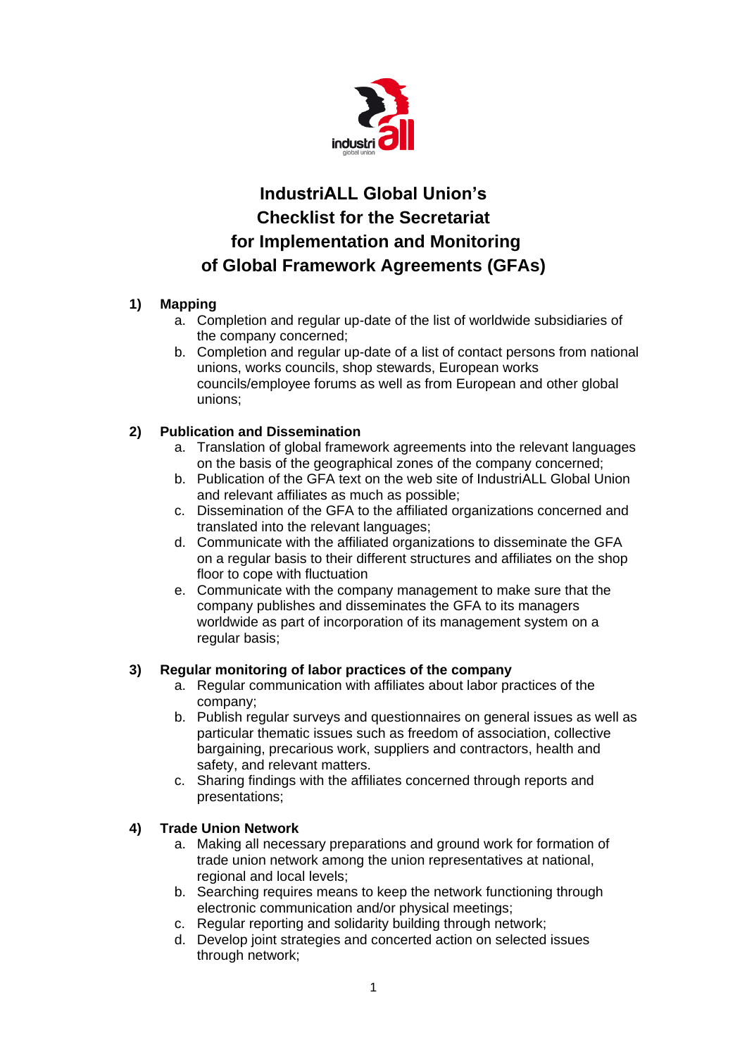# IndustriALL Global Union's Checklist for the Secretariat for Implementation and Monitoring of Global Framework Agreements (GFAs)

## 1) Mapping

a. Completion and regular up-date of the list of worldwide subsidiaries of the company concerned;

b. Completion and regular up-date of a list of contact persons from national unions, works councils, shop stewards, European works councils/employee forums as well as from European and other global unions;

## 2) Publication and Dissemination

a. Translation of global framework agreements into the relevant languages on the basis of the geographical zones of the company concerned;

b. Publication of the GFA text on the web site of IndustriALL Global Union and relevant affiliates as much as possible;

c. Dissemination of the GFA to the affiliated organizations concerned and translated into the relevant languages;

d. Communicate with the affiliated organizations to disseminate the GFA on a regular basis to their different structures and affiliates on the shop floor to cope with fluctuation

e. Communicate with the company management to make sure that the company publishes and disseminates the GFA to its managers worldwide as part of incorporation of its management system on a regular basis;

## 3) Regular monitoring of labor practices of the company

a. Regular communication with affiliates about labor practices of the company;

b. Publish regular surveys and questionnaires on general issues as well as particular thematic issues such as freedom of association, collective bargaining, precarious work, suppliers and contractors, health and safety, and relevant matters.

c. Sharing findings with the affiliates concerned through reports and presentations;

## 4) Trade Union Network

a. Making all necessary preparations and ground work for formation of trade union network among the union representatives at national, regional and local levels;

b. Searching requires means to keep the network functioning through electronic communication and/or physical meetings;

c. Regular reporting and solidarity building through network;

d. Develop joint strategies and concerted action on selected issues through network;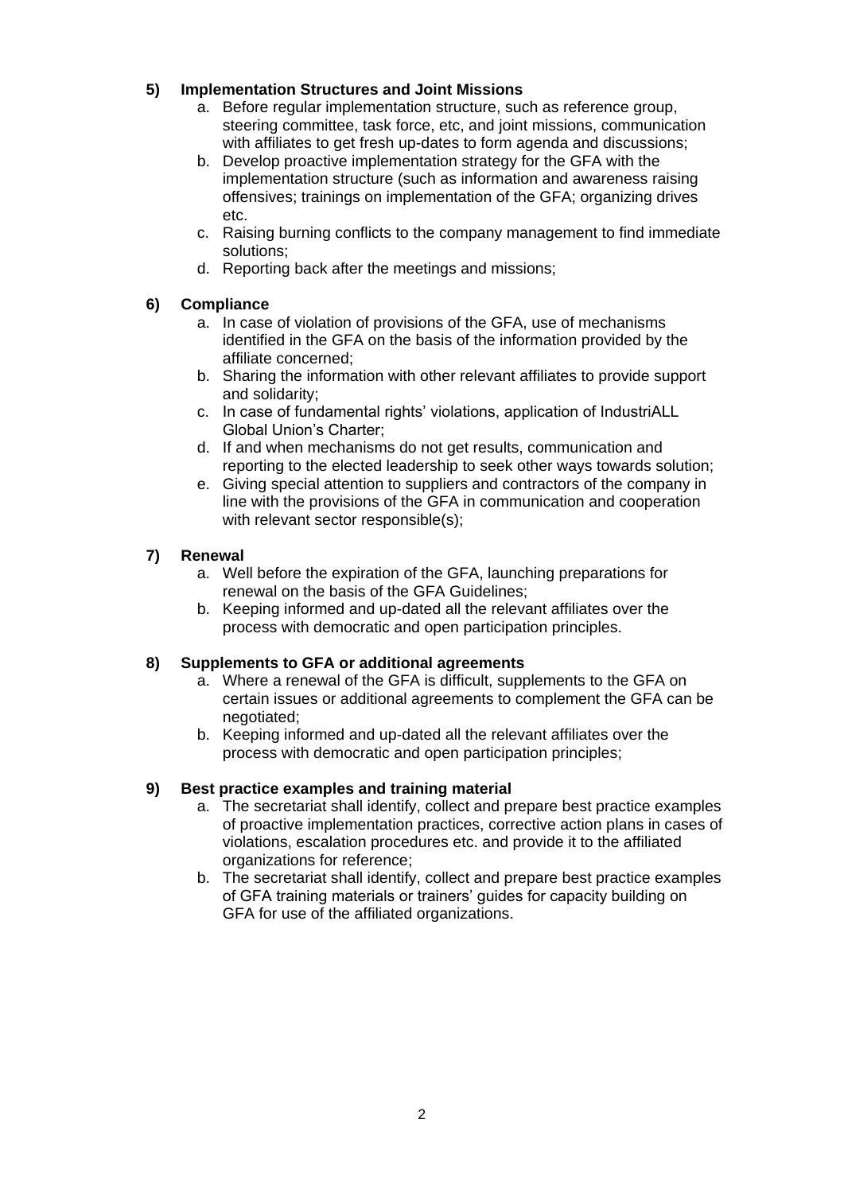**5) Implementation Structures and Joint Missions**

a. Before regular implementation structure, such as reference group, steering committee, task force, etc, and joint missions, communication with affiliates to get fresh up-dates to form agenda and discussions;
b. Develop proactive implementation strategy for the GFA with the implementation structure (such as information and awareness raising offensives; trainings on implementation of the GFA; organizing drives etc.
c. Raising burning conflicts to the company management to find immediate solutions;
d. Reporting back after the meetings and missions;

**6) Compliance**

a. In case of violation of provisions of the GFA, use of mechanisms identified in the GFA on the basis of the information provided by the affiliate concerned;
b. Sharing the information with other relevant affiliates to provide support and solidarity;
c. In case of fundamental rights' violations, application of IndustriALL Global Union's Charter;
d. If and when mechanisms do not get results, communication and reporting to the elected leadership to seek other ways towards solution;
e. Giving special attention to suppliers and contractors of the company in line with the provisions of the GFA in communication and cooperation with relevant sector responsible(s);

**7) Renewal**

a. Well before the expiration of the GFA, launching preparations for renewal on the basis of the GFA Guidelines;
b. Keeping informed and up-dated all the relevant affiliates over the process with democratic and open participation principles.

**8) Supplements to GFA or additional agreements**

a. Where a renewal of the GFA is difficult, supplements to the GFA on certain issues or additional agreements to complement the GFA can be negotiated;
b. Keeping informed and up-dated all the relevant affiliates over the process with democratic and open participation principles;

**9) Best practice examples and training material**

a. The secretariat shall identify, collect and prepare best practice examples of proactive implementation practices, corrective action plans in cases of violations, escalation procedures etc. and provide it to the affiliated organizations for reference;
b. The secretariat shall identify, collect and prepare best practice examples of GFA training materials or trainers' guides for capacity building on GFA for use of the affiliated organizations.